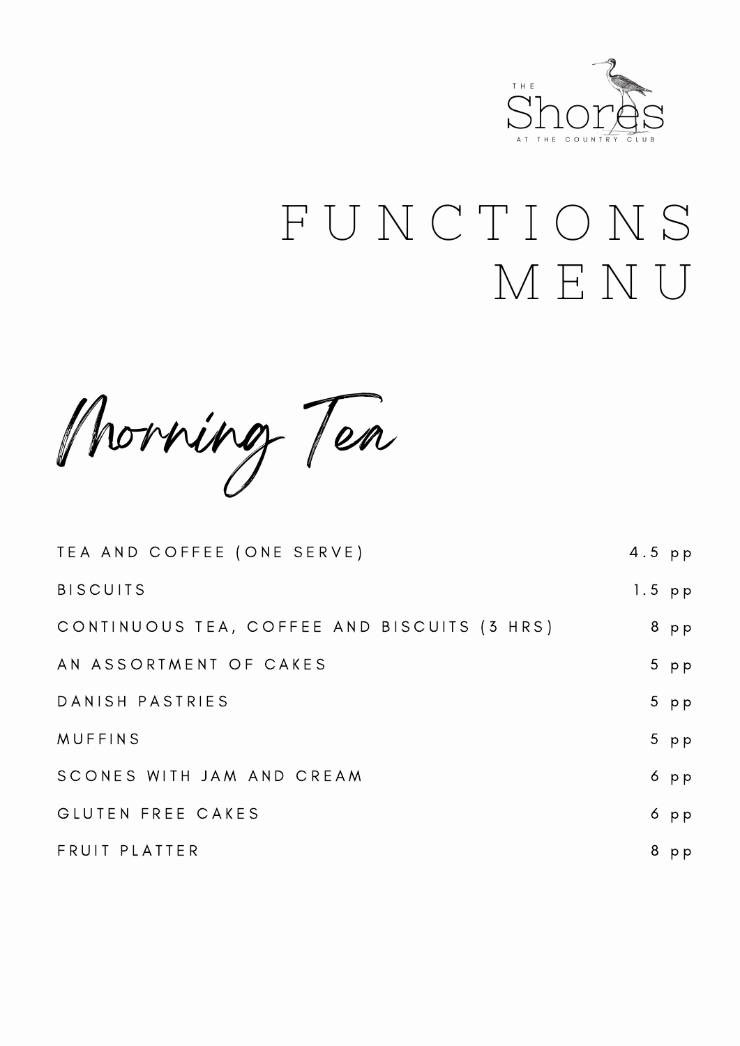THE Shores AT THE COUNTRY CLUB

# FUNCTIONS MENU

## Morning Tea

| Item | Price |
|---|---|
| TEA AND COFFEE (ONE SERVE) | 4.5 pp |
| BISCUITS | 1.5 pp |
| CONTINUOUS TEA, COFFEE AND BISCUITS (3 HRS) | 8 pp |
| AN ASSORTMENT OF CAKES | 5 pp |
| DANISH PASTRIES | 5 pp |
| MUFFINS | 5 pp |
| SCONES WITH JAM AND CREAM | 6 pp |
| GLUTEN FREE CAKES | 6 pp |
| FRUIT PLATTER | 8 pp |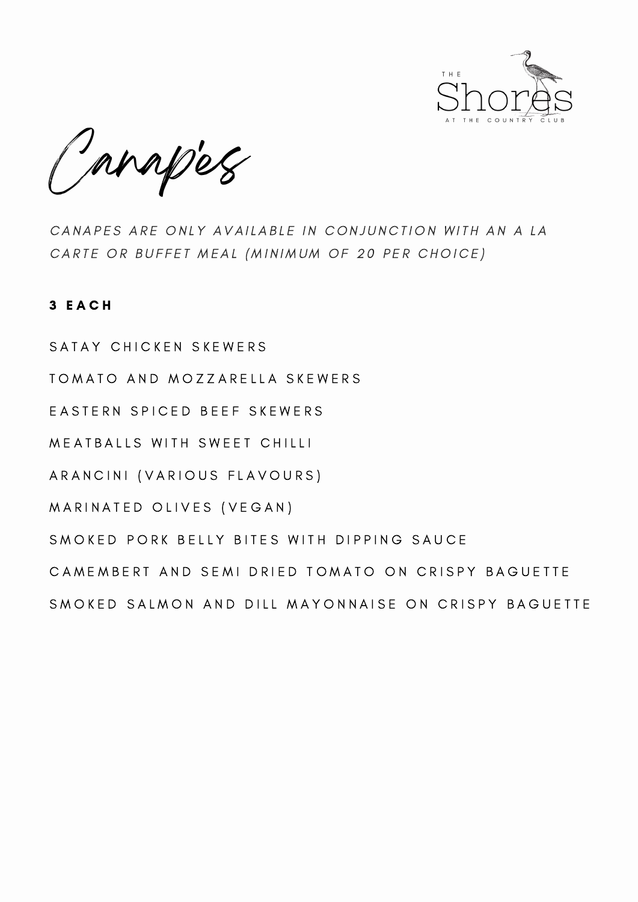# Canapés

*CANAPES ARE ONLY AVAILABLE IN CONJUNCTION WITH AN A LA CARTE OR BUFFET MEAL (MINIMUM OF 20 PER CHOICE)*

**3 EACH**

SATAY CHICKEN SKEWERS

TOMATO AND MOZZARELLA SKEWERS

EASTERN SPICED BEEF SKEWERS

MEATBALLS WITH SWEET CHILLI

ARANCINI (VARIOUS FLAVOURS)

MARINATED OLIVES (VEGAN)

SMOKED PORK BELLY BITES WITH DIPPING SAUCE

CAMEMBERT AND SEMI DRIED TOMATO ON CRISPY BAGUETTE

SMOKED SALMON AND DILL MAYONNAISE ON CRISPY BAGUETTE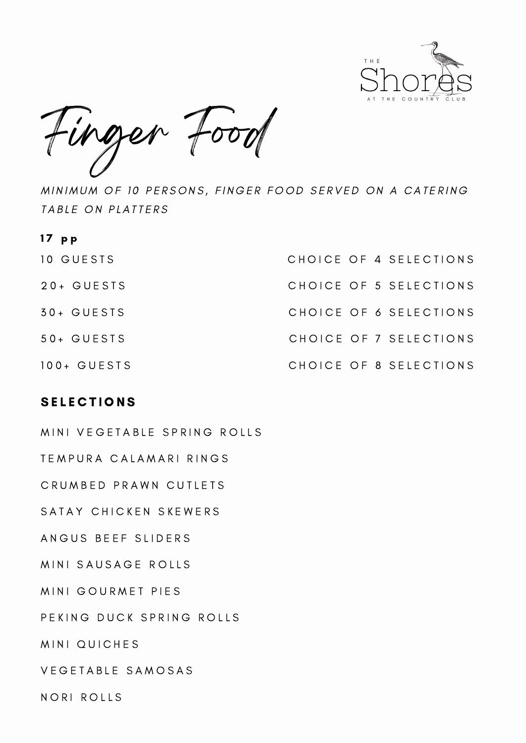THE
Shores
AT THE COUNTRY CLUB

# Finger Food

*MINIMUM OF 10 PERSONS, FINGER FOOD SERVED ON A CATERING TABLE ON PLATTERS*

**17 pp**

| | |
|---|---|
| 10 GUESTS | CHOICE OF 4 SELECTIONS |
| 20+ GUESTS | CHOICE OF 5 SELECTIONS |
| 30+ GUESTS | CHOICE OF 6 SELECTIONS |
| 50+ GUESTS | CHOICE OF 7 SELECTIONS |
| 100+ GUESTS | CHOICE OF 8 SELECTIONS |

## SELECTIONS

MINI VEGETABLE SPRING ROLLS

TEMPURA CALAMARI RINGS

CRUMBED PRAWN CUTLETS

SATAY CHICKEN SKEWERS

ANGUS BEEF SLIDERS

MINI SAUSAGE ROLLS

MINI GOURMET PIES

PEKING DUCK SPRING ROLLS

MINI QUICHES

VEGETABLE SAMOSAS

NORI ROLLS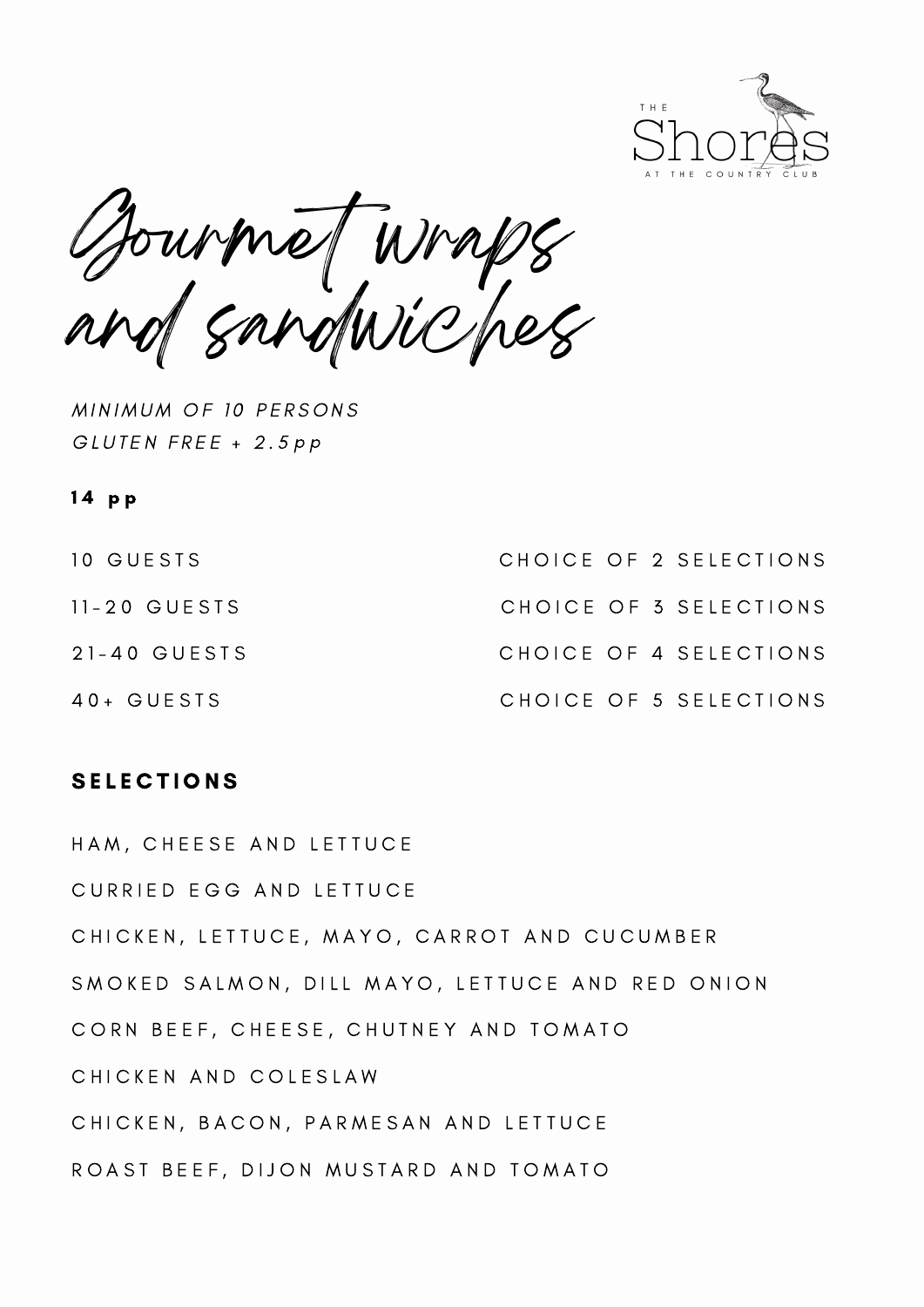# Gourmet wraps and sandwiches

*MINIMUM OF 10 PERSONS*
*GLUTEN FREE + 2.5pp*

**14 pp**

| | |
|---|---|
| 10 GUESTS | CHOICE OF 2 SELECTIONS |
| 11-20 GUESTS | CHOICE OF 3 SELECTIONS |
| 21-40 GUESTS | CHOICE OF 4 SELECTIONS |
| 40+ GUESTS | CHOICE OF 5 SELECTIONS |

## SELECTIONS

HAM, CHEESE AND LETTUCE

CURRIED EGG AND LETTUCE

CHICKEN, LETTUCE, MAYO, CARROT AND CUCUMBER

SMOKED SALMON, DILL MAYO, LETTUCE AND RED ONION

CORN BEEF, CHEESE, CHUTNEY AND TOMATO

CHICKEN AND COLESLAW

CHICKEN, BACON, PARMESAN AND LETTUCE

ROAST BEEF, DIJON MUSTARD AND TOMATO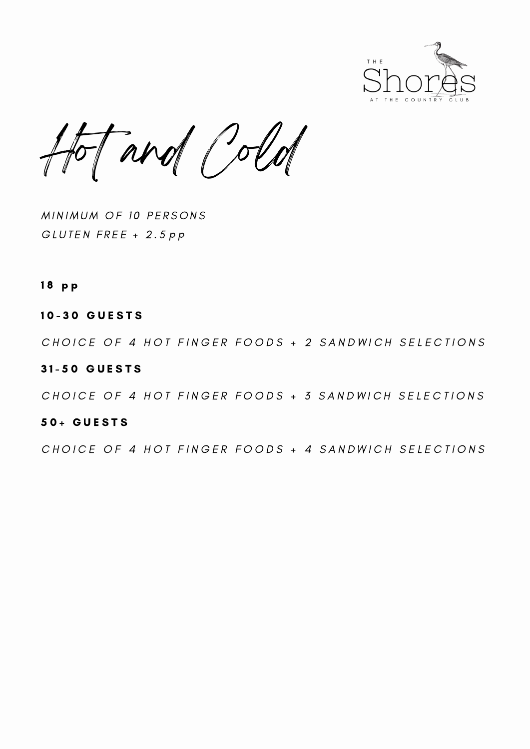THE Shores AT THE COUNTRY CLUB

# Hot and Cold

*MINIMUM OF 10 PERSONS*
*GLUTEN FREE + 2.5pp*

**18 pp**

**10-30 GUESTS**

*CHOICE OF 4 HOT FINGER FOODS + 2 SANDWICH SELECTIONS*

**31-50 GUESTS**

*CHOICE OF 4 HOT FINGER FOODS + 3 SANDWICH SELECTIONS*

**50+ GUESTS**

*CHOICE OF 4 HOT FINGER FOODS + 4 SANDWICH SELECTIONS*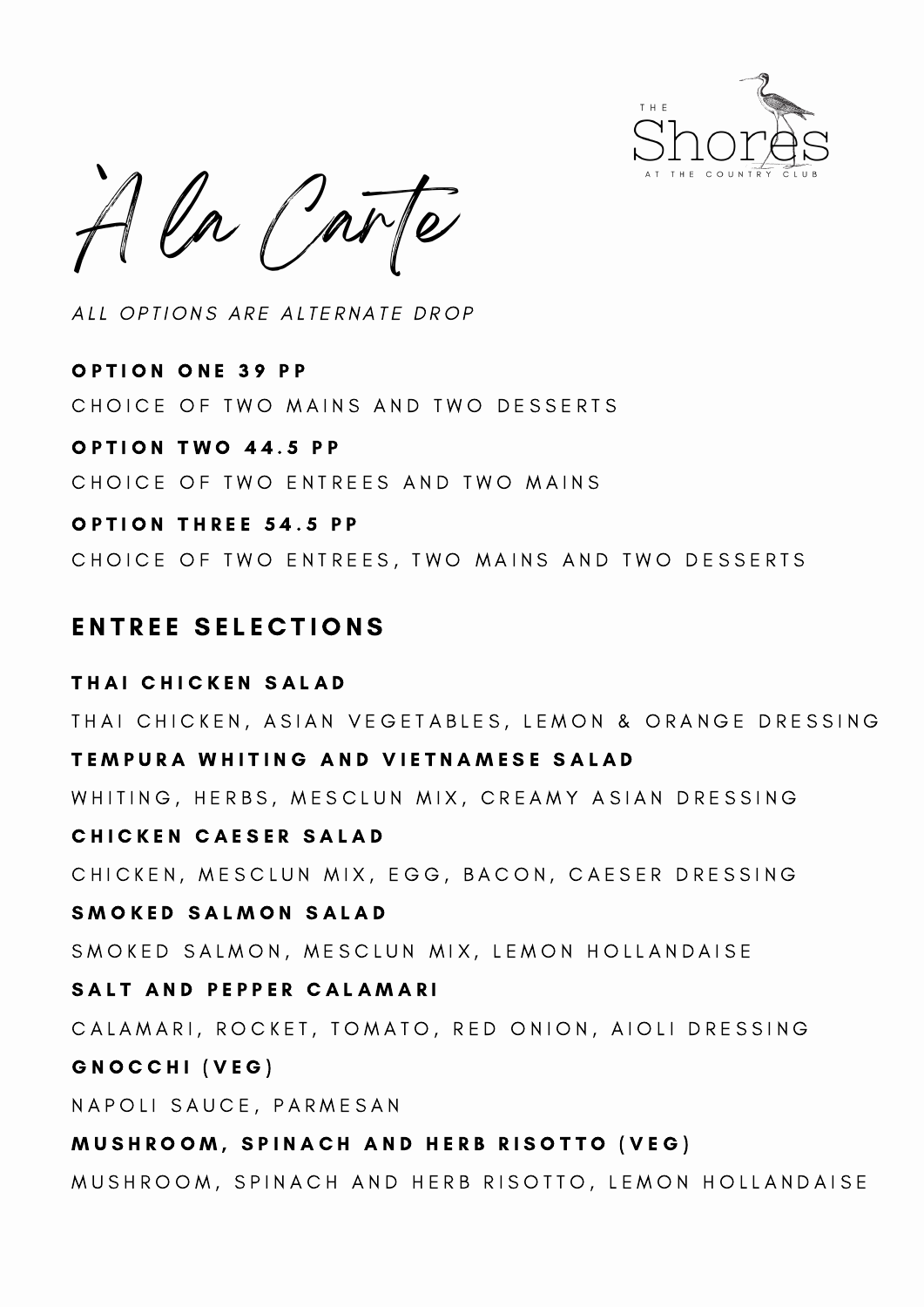THE Shores AT THE COUNTRY CLUB

# À la Carte

*ALL OPTIONS ARE ALTERNATE DROP*

**OPTION ONE 39 PP**

CHOICE OF TWO MAINS AND TWO DESSERTS

**OPTION TWO 44.5 PP**

CHOICE OF TWO ENTREES AND TWO MAINS

**OPTION THREE 54.5 PP**

CHOICE OF TWO ENTREES, TWO MAINS AND TWO DESSERTS

## ENTREE SELECTIONS

**THAI CHICKEN SALAD**

THAI CHICKEN, ASIAN VEGETABLES, LEMON & ORANGE DRESSING

**TEMPURA WHITING AND VIETNAMESE SALAD**

WHITING, HERBS, MESCLUN MIX, CREAMY ASIAN DRESSING

**CHICKEN CAESER SALAD**

CHICKEN, MESCLUN MIX, EGG, BACON, CAESER DRESSING

**SMOKED SALMON SALAD**

SMOKED SALMON, MESCLUN MIX, LEMON HOLLANDAISE

**SALT AND PEPPER CALAMARI**

CALAMARI, ROCKET, TOMATO, RED ONION, AIOLI DRESSING

**GNOCCHI (VEG)**

NAPOLI SAUCE, PARMESAN

**MUSHROOM, SPINACH AND HERB RISOTTO (VEG)**

MUSHROOM, SPINACH AND HERB RISOTTO, LEMON HOLLANDAISE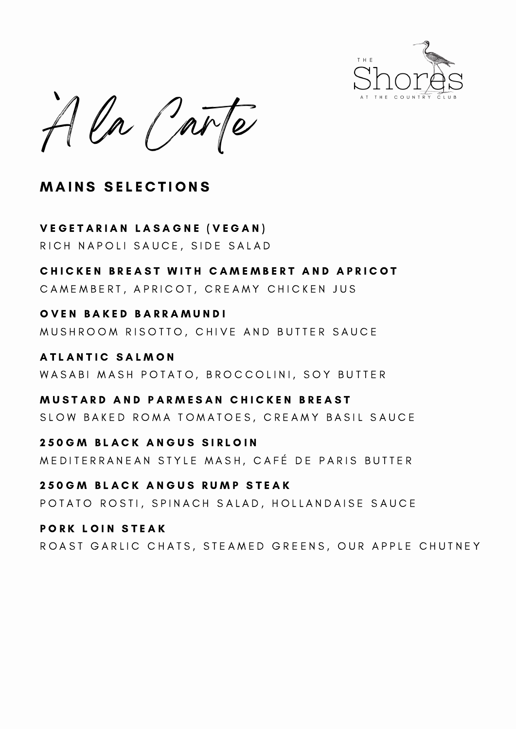THE Shores AT THE COUNTRY CLUB

# À la Carte

## MAINS SELECTIONS

**VEGETARIAN LASAGNE (VEGAN)**
RICH NAPOLI SAUCE, SIDE SALAD

**CHICKEN BREAST WITH CAMEMBERT AND APRICOT**
CAMEMBERT, APRICOT, CREAMY CHICKEN JUS

**OVEN BAKED BARRAMUNDI**
MUSHROOM RISOTTO, CHIVE AND BUTTER SAUCE

**ATLANTIC SALMON**
WASABI MASH POTATO, BROCCOLINI, SOY BUTTER

**MUSTARD AND PARMESAN CHICKEN BREAST**
SLOW BAKED ROMA TOMATOES, CREAMY BASIL SAUCE

**250GM BLACK ANGUS SIRLOIN**
MEDITERRANEAN STYLE MASH, CAFÉ DE PARIS BUTTER

**250GM BLACK ANGUS RUMP STEAK**
POTATO ROSTI, SPINACH SALAD, HOLLANDAISE SAUCE

**PORK LOIN STEAK**
ROAST GARLIC CHATS, STEAMED GREENS, OUR APPLE CHUTNEY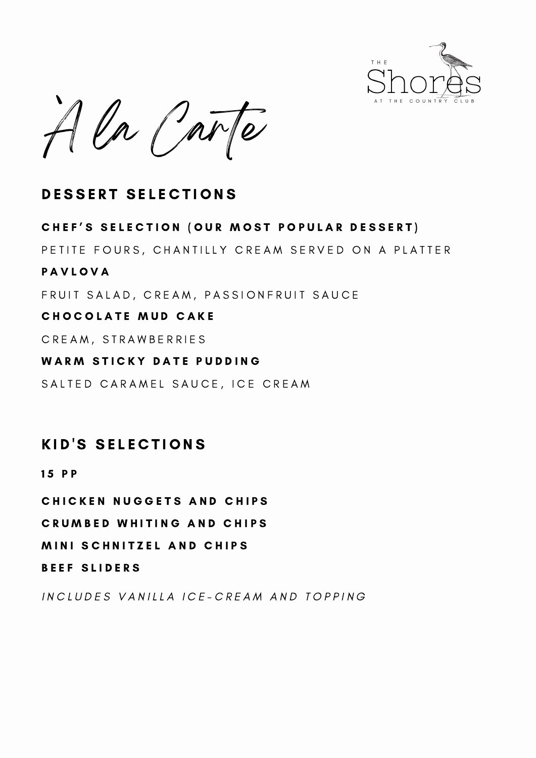THE Shores AT THE COUNTRY CLUB

# À la Carte

## DESSERT SELECTIONS

**CHEF'S SELECTION (OUR MOST POPULAR DESSERT)**

PETITE FOURS, CHANTILLY CREAM SERVED ON A PLATTER

**PAVLOVA**

FRUIT SALAD, CREAM, PASSIONFRUIT SAUCE

**CHOCOLATE MUD CAKE**

CREAM, STRAWBERRIES

**WARM STICKY DATE PUDDING**

SALTED CARAMEL SAUCE, ICE CREAM

## KID'S SELECTIONS

**15 PP**

**CHICKEN NUGGETS AND CHIPS**

**CRUMBED WHITING AND CHIPS**

**MINI SCHNITZEL AND CHIPS**

**BEEF SLIDERS**

*INCLUDES VANILLA ICE-CREAM AND TOPPING*